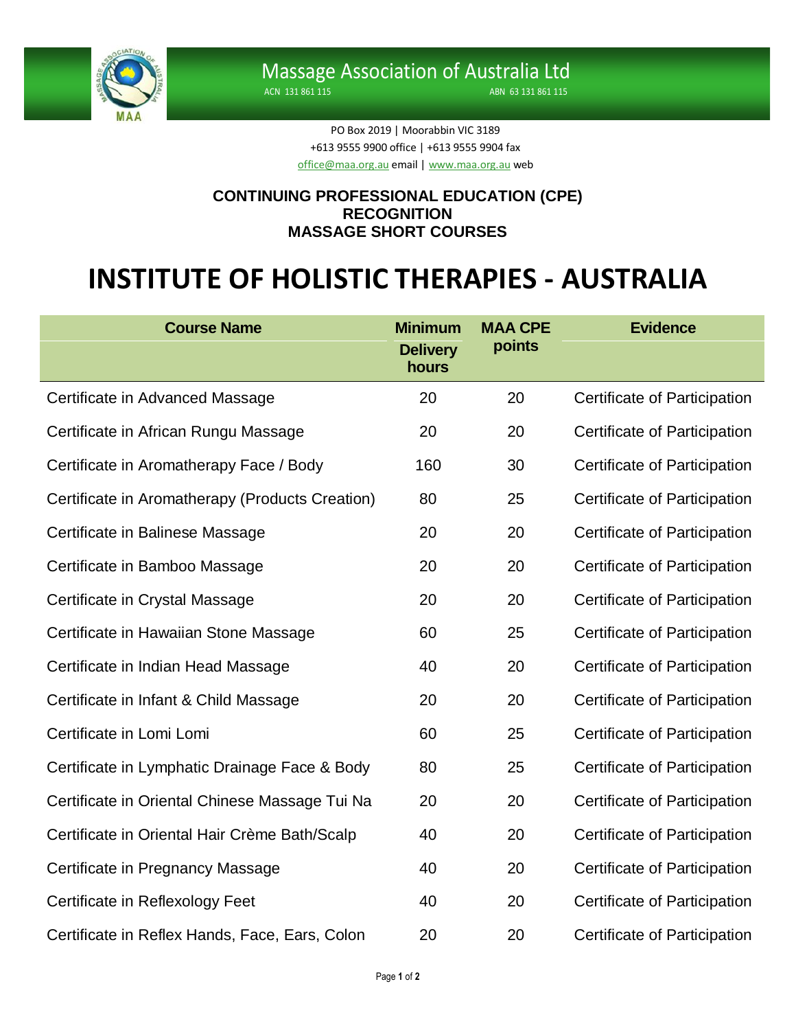Massage Association of Australia Ltd

ACN 131 861 115 ABN 63 131 861 115

PO Box 2019 | Moorabbin VIC 3189
+613 9555 9900 office | +613 9555 9904 fax
office@maa.org.au email | www.maa.org.au web

**CONTINUING PROFESSIONAL EDUCATION (CPE) RECOGNITION**
**MASSAGE SHORT COURSES**

# INSTITUTE OF HOLISTIC THERAPIES - AUSTRALIA

| Course Name | Minimum Delivery hours | MAA CPE points | Evidence |
|---|---|---|---|
| Certificate in Advanced Massage | 20 | 20 | Certificate of Participation |
| Certificate in African Rungu Massage | 20 | 20 | Certificate of Participation |
| Certificate in Aromatherapy Face / Body | 160 | 30 | Certificate of Participation |
| Certificate in Aromatherapy (Products Creation) | 80 | 25 | Certificate of Participation |
| Certificate in Balinese Massage | 20 | 20 | Certificate of Participation |
| Certificate in Bamboo Massage | 20 | 20 | Certificate of Participation |
| Certificate in Crystal Massage | 20 | 20 | Certificate of Participation |
| Certificate in Hawaiian Stone Massage | 60 | 25 | Certificate of Participation |
| Certificate in Indian Head Massage | 40 | 20 | Certificate of Participation |
| Certificate in Infant & Child Massage | 20 | 20 | Certificate of Participation |
| Certificate in Lomi Lomi | 60 | 25 | Certificate of Participation |
| Certificate in Lymphatic Drainage Face & Body | 80 | 25 | Certificate of Participation |
| Certificate in Oriental Chinese Massage Tui Na | 20 | 20 | Certificate of Participation |
| Certificate in Oriental Hair Crème Bath/Scalp | 40 | 20 | Certificate of Participation |
| Certificate in Pregnancy Massage | 40 | 20 | Certificate of Participation |
| Certificate in Reflexology Feet | 40 | 20 | Certificate of Participation |
| Certificate in Reflex Hands, Face, Ears, Colon | 20 | 20 | Certificate of Participation |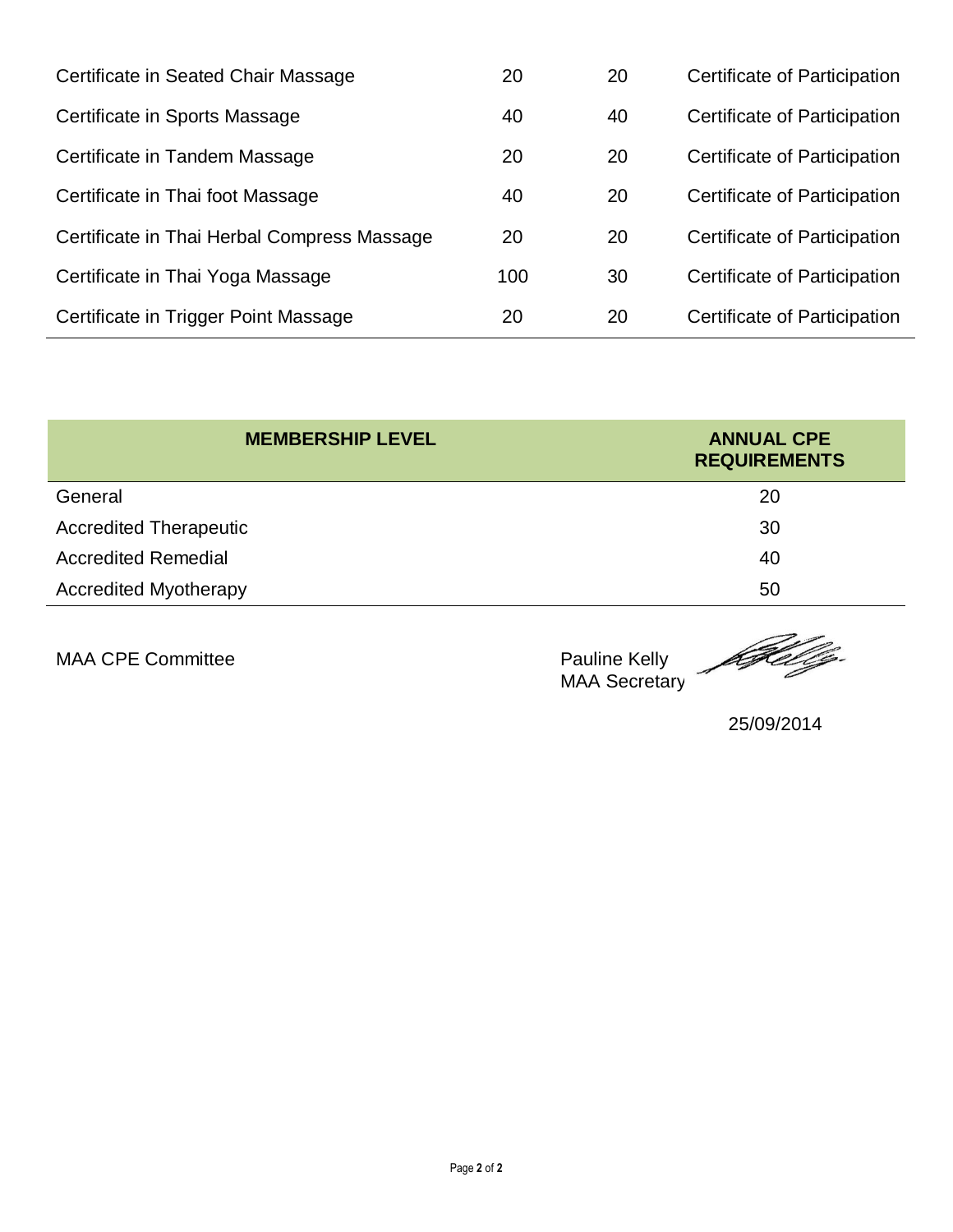| | | | |
|---|---|---|---|
| Certificate in Seated Chair Massage | 20 | 20 | Certificate of Participation |
| Certificate in Sports Massage | 40 | 40 | Certificate of Participation |
| Certificate in Tandem Massage | 20 | 20 | Certificate of Participation |
| Certificate in Thai foot Massage | 40 | 20 | Certificate of Participation |
| Certificate in Thai Herbal Compress Massage | 20 | 20 | Certificate of Participation |
| Certificate in Thai Yoga Massage | 100 | 30 | Certificate of Participation |
| Certificate in Trigger Point Massage | 20 | 20 | Certificate of Participation |

| MEMBERSHIP LEVEL | ANNUAL CPE REQUIREMENTS |
|---|---|
| General | 20 |
| Accredited Therapeutic | 30 |
| Accredited Remedial | 40 |
| Accredited Myotherapy | 50 |

MAA CPE Committee

Pauline Kelly
MAA Secretary

25/09/2014